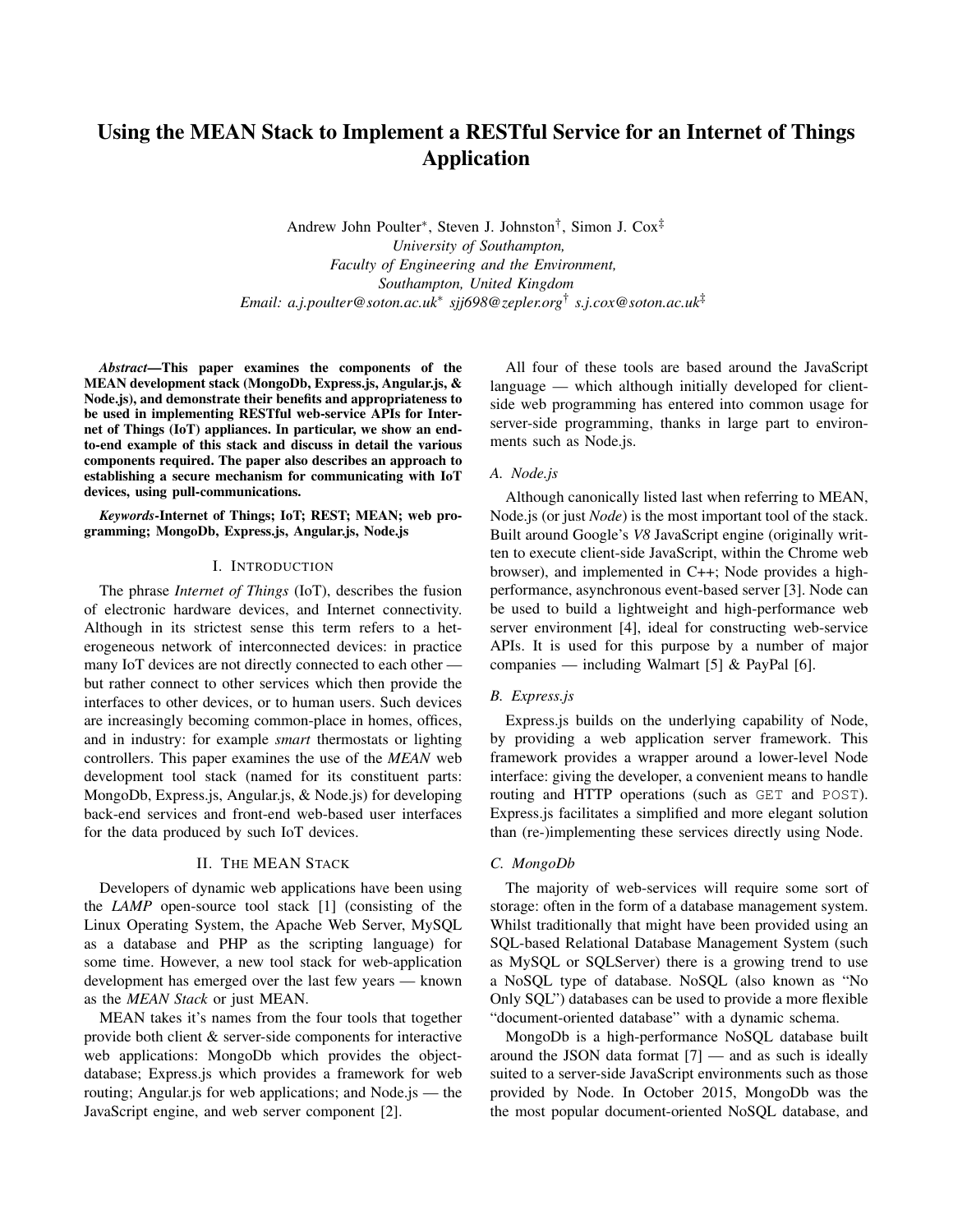# Using the MEAN Stack to Implement a RESTful Service for an Internet of Things Application

Andrew John Poulter*, Steven J. Johnston†, Simon J. Cox‡

*University of Southampton,*
*Faculty of Engineering and the Environment,*
*Southampton, United Kingdom*
*Email: a.j.poulter@soton.ac.uk* sjj698@zepler.org† s.j.cox@soton.ac.uk‡*

***Abstract*—This paper examines the components of the MEAN development stack (MongoDb, Express.js, Angular.js, & Node.js), and demonstrate their benefits and appropriateness to be used in implementing RESTful web-service APIs for Internet of Things (IoT) appliances. In particular, we show an end-to-end example of this stack and discuss in detail the various components required. The paper also describes an approach to establishing a secure mechanism for communicating with IoT devices, using pull-communications.**

***Keywords*-Internet of Things; IoT; REST; MEAN; web programming; MongoDb, Express.js, Angular.js, Node.js**

## I. Introduction

The phrase *Internet of Things* (IoT), describes the fusion of electronic hardware devices, and Internet connectivity. Although in its strictest sense this term refers to a heterogeneous network of interconnected devices: in practice many IoT devices are not directly connected to each other — but rather connect to other services which then provide the interfaces to other devices, or to human users. Such devices are increasingly becoming common-place in homes, offices, and in industry: for example *smart* thermostats or lighting controllers. This paper examines the use of the *MEAN* web development tool stack (named for its constituent parts: MongoDb, Express.js, Angular.js, & Node.js) for developing back-end services and front-end web-based user interfaces for the data produced by such IoT devices.

## II. The MEAN Stack

Developers of dynamic web applications have been using the *LAMP* open-source tool stack [1] (consisting of the Linux Operating System, the Apache Web Server, MySQL as a database and PHP as the scripting language) for some time. However, a new tool stack for web-application development has emerged over the last few years — known as the *MEAN Stack* or just MEAN.

MEAN takes it's names from the four tools that together provide both client & server-side components for interactive web applications: MongoDb which provides the object-database; Express.js which provides a framework for web routing; Angular.js for web applications; and Node.js — the JavaScript engine, and web server component [2].

All four of these tools are based around the JavaScript language — which although initially developed for client-side web programming has entered into common usage for server-side programming, thanks in large part to environments such as Node.js.

### A. Node.js

Although canonically listed last when referring to MEAN, Node.js (or just *Node*) is the most important tool of the stack. Built around Google's *V8* JavaScript engine (originally written to execute client-side JavaScript, within the Chrome web browser), and implemented in C++; Node provides a high-performance, asynchronous event-based server [3]. Node can be used to build a lightweight and high-performance web server environment [4], ideal for constructing web-service APIs. It is used for this purpose by a number of major companies — including Walmart [5] & PayPal [6].

### B. Express.js

Express.js builds on the underlying capability of Node, by providing a web application server framework. This framework provides a wrapper around a lower-level Node interface: giving the developer, a convenient means to handle routing and HTTP operations (such as `GET` and `POST`). Express.js facilitates a simplified and more elegant solution than (re-)implementing these services directly using Node.

### C. MongoDb

The majority of web-services will require some sort of storage: often in the form of a database management system. Whilst traditionally that might have been provided using an SQL-based Relational Database Management System (such as MySQL or SQLServer) there is a growing trend to use a NoSQL type of database. NoSQL (also known as "No Only SQL") databases can be used to provide a more flexible "document-oriented database" with a dynamic schema.

MongoDb is a high-performance NoSQL database built around the JSON data format [7] — and as such is ideally suited to a server-side JavaScript environments such as those provided by Node. In October 2015, MongoDb was the the most popular document-oriented NoSQL database, and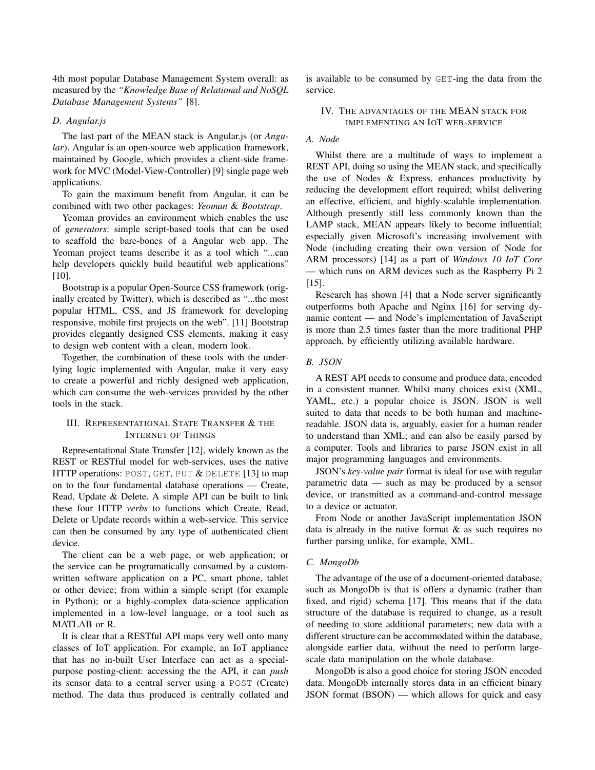4th most popular Database Management System overall: as measured by the *"Knowledge Base of Relational and NoSQL Database Management Systems"* [8].

### D. Angular.js

The last part of the MEAN stack is Angular.js (or *Angular*). Angular is an open-source web application framework, maintained by Google, which provides a client-side framework for MVC (Model-View-Controller) [9] single page web applications.

To gain the maximum benefit from Angular, it can be combined with two other packages: *Yeoman* & *Bootstrap*.

Yeoman provides an environment which enables the use of *generators*: simple script-based tools that can be used to scaffold the bare-bones of a Angular web app. The Yeoman project teams describe it as a tool which "...can help developers quickly build beautiful web applications" [10].

Bootstrap is a popular Open-Source CSS framework (originally created by Twitter), which is described as "...the most popular HTML, CSS, and JS framework for developing responsive, mobile first projects on the web". [11] Bootstrap provides elegantly designed CSS elements, making it easy to design web content with a clean, modern look.

Together, the combination of these tools with the underlying logic implemented with Angular, make it very easy to create a powerful and richly designed web application, which can consume the web-services provided by the other tools in the stack.

## III. Representational State Transfer & the Internet of Things

Representational State Transfer [12], widely known as the REST or RESTful model for web-services, uses the native HTTP operations: `POST`, `GET`, `PUT` & `DELETE` [13] to map on to the four fundamental database operations — Create, Read, Update & Delete. A simple API can be built to link these four HTTP *verbs* to functions which Create, Read, Delete or Update records within a web-service. This service can then be consumed by any type of authenticated client device.

The client can be a web page, or web application; or the service can be programatically consumed by a custom-written software application on a PC, smart phone, tablet or other device; from within a simple script (for example in Python); or a highly-complex data-science application implemented in a low-level language, or a tool such as MATLAB or R.

It is clear that a RESTful API maps very well onto many classes of IoT application. For example, an IoT appliance that has no in-built User Interface can act as a special-purpose posting-client: accessing the the API, it can *push* its sensor data to a central server using a `POST` (Create) method. The data thus produced is centrally collated and is available to be consumed by `GET`-ing the data from the service.

## IV. The advantages of the MEAN stack for implementing an IoT web-service

### A. Node

Whilst there are a multitude of ways to implement a REST API, doing so using the MEAN stack, and specifically the use of Nodes & Express, enhances productivity by reducing the development effort required; whilst delivering an effective, efficient, and highly-scalable implementation. Although presently still less commonly known than the LAMP stack, MEAN appears likely to become influential; especially given Microsoft's increasing involvement with Node (including creating their own version of Node for ARM processors) [14] as a part of *Windows 10 IoT Core* — which runs on ARM devices such as the Raspberry Pi 2 [15].

Research has shown [4] that a Node server significantly outperforms both Apache and Nginx [16] for serving dynamic content — and Node's implementation of JavaScript is more than 2.5 times faster than the more traditional PHP approach, by efficiently utilizing available hardware.

### B. JSON

A REST API needs to consume and produce data, encoded in a consistent manner. Whilst many choices exist (XML, YAML, etc.) a popular choice is JSON. JSON is well suited to data that needs to be both human and machine-readable. JSON data is, arguably, easier for a human reader to understand than XML; and can also be easily parsed by a computer. Tools and libraries to parse JSON exist in all major programming languages and environments.

JSON's *key-value pair* format is ideal for use with regular parametric data — such as may be produced by a sensor device, or transmitted as a command-and-control message to a device or actuator.

From Node or another JavaScript implementation JSON data is already in the native format & as such requires no further parsing unlike, for example, XML.

### C. MongoDb

The advantage of the use of a document-oriented database, such as MongoDb is that is offers a dynamic (rather than fixed, and rigid) schema [17]. This means that if the data structure of the database is required to change, as a result of needing to store additional parameters; new data with a different structure can be accommodated within the database, alongside earlier data, without the need to perform large-scale data manipulation on the whole database.

MongoDb is also a good choice for storing JSON encoded data. MongoDb internally stores data in an efficient binary JSON format (BSON) — which allows for quick and easy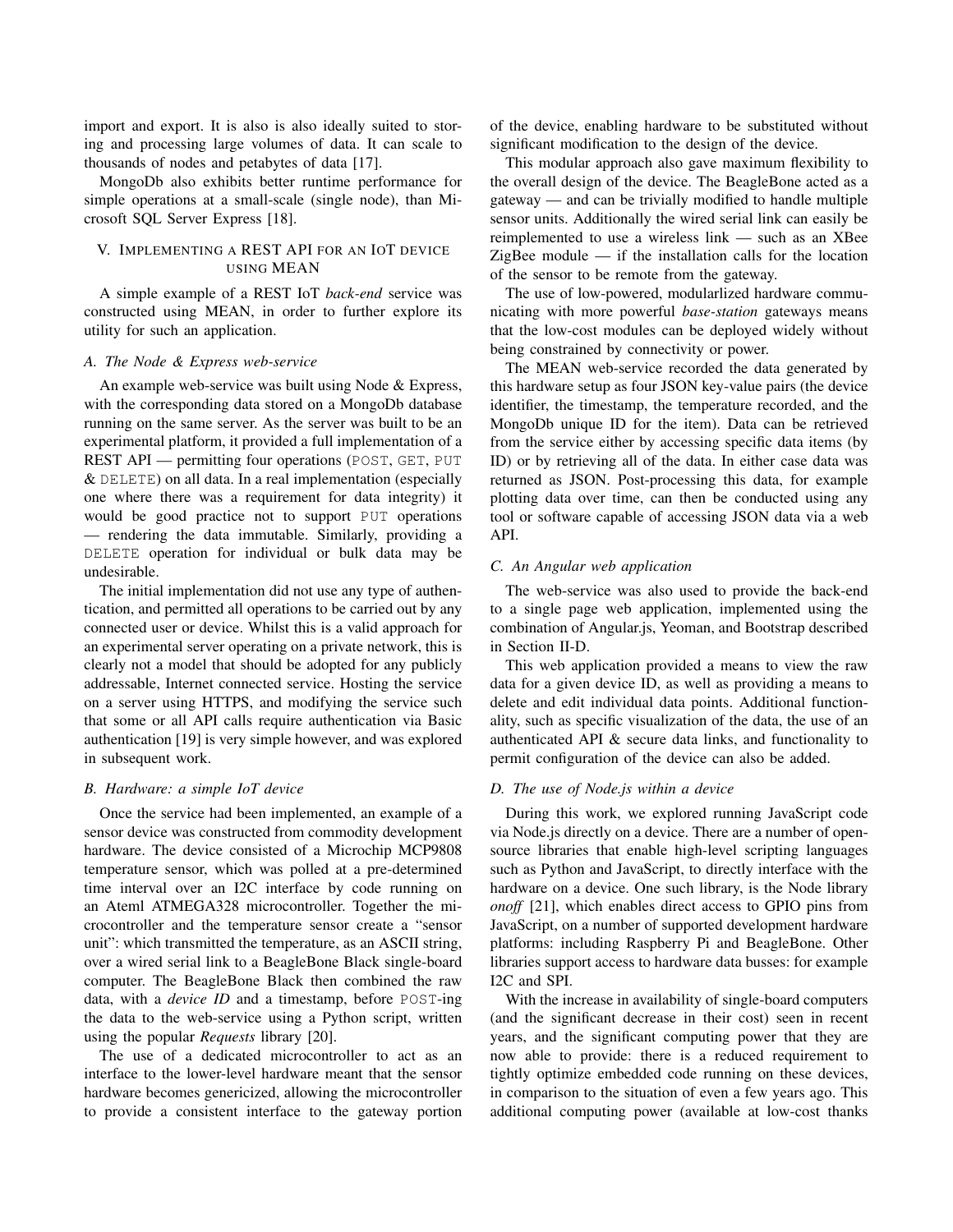import and export. It is also is also ideally suited to storing and processing large volumes of data. It can scale to thousands of nodes and petabytes of data [17].

MongoDb also exhibits better runtime performance for simple operations at a small-scale (single node), than Microsoft SQL Server Express [18].

## V. Implementing a REST API for an IoT device using MEAN

A simple example of a REST IoT *back-end* service was constructed using MEAN, in order to further explore its utility for such an application.

### A. The Node & Express web-service

An example web-service was built using Node & Express, with the corresponding data stored on a MongoDb database running on the same server. As the server was built to be an experimental platform, it provided a full implementation of a REST API — permitting four operations (`POST`, `GET`, `PUT` & `DELETE`) on all data. In a real implementation (especially one where there was a requirement for data integrity) it would be good practice not to support `PUT` operations — rendering the data immutable. Similarly, providing a `DELETE` operation for individual or bulk data may be undesirable.

The initial implementation did not use any type of authentication, and permitted all operations to be carried out by any connected user or device. Whilst this is a valid approach for an experimental server operating on a private network, this is clearly not a model that should be adopted for any publicly addressable, Internet connected service. Hosting the service on a server using HTTPS, and modifying the service such that some or all API calls require authentication via Basic authentication [19] is very simple however, and was explored in subsequent work.

### B. Hardware: a simple IoT device

Once the service had been implemented, an example of a sensor device was constructed from commodity development hardware. The device consisted of a Microchip MCP9808 temperature sensor, which was polled at a pre-determined time interval over an I2C interface by code running on an Ateml ATMEGA328 microcontroller. Together the microcontroller and the temperature sensor create a "sensor unit": which transmitted the temperature, as an ASCII string, over a wired serial link to a BeagleBone Black single-board computer. The BeagleBone Black then combined the raw data, with a *device ID* and a timestamp, before `POST`-ing the data to the web-service using a Python script, written using the popular *Requests* library [20].

The use of a dedicated microcontroller to act as an interface to the lower-level hardware meant that the sensor hardware becomes genericized, allowing the microcontroller to provide a consistent interface to the gateway portion of the device, enabling hardware to be substituted without significant modification to the design of the device.

This modular approach also gave maximum flexibility to the overall design of the device. The BeagleBone acted as a gateway — and can be trivially modified to handle multiple sensor units. Additionally the wired serial link can easily be reimplemented to use a wireless link — such as an XBee ZigBee module — if the installation calls for the location of the sensor to be remote from the gateway.

The use of low-powered, modularlized hardware communicating with more powerful *base-station* gateways means that the low-cost modules can be deployed widely without being constrained by connectivity or power.

The MEAN web-service recorded the data generated by this hardware setup as four JSON key-value pairs (the device identifier, the timestamp, the temperature recorded, and the MongoDb unique ID for the item). Data can be retrieved from the service either by accessing specific data items (by ID) or by retrieving all of the data. In either case data was returned as JSON. Post-processing this data, for example plotting data over time, can then be conducted using any tool or software capable of accessing JSON data via a web API.

### C. An Angular web application

The web-service was also used to provide the back-end to a single page web application, implemented using the combination of Angular.js, Yeoman, and Bootstrap described in Section II-D.

This web application provided a means to view the raw data for a given device ID, as well as providing a means to delete and edit individual data points. Additional functionality, such as specific visualization of the data, the use of an authenticated API & secure data links, and functionality to permit configuration of the device can also be added.

### D. The use of Node.js within a device

During this work, we explored running JavaScript code via Node.js directly on a device. There are a number of open-source libraries that enable high-level scripting languages such as Python and JavaScript, to directly interface with the hardware on a device. One such library, is the Node library *onoff* [21], which enables direct access to GPIO pins from JavaScript, on a number of supported development hardware platforms: including Raspberry Pi and BeagleBone. Other libraries support access to hardware data busses: for example I2C and SPI.

With the increase in availability of single-board computers (and the significant decrease in their cost) seen in recent years, and the significant computing power that they are now able to provide: there is a reduced requirement to tightly optimize embedded code running on these devices, in comparison to the situation of even a few years ago. This additional computing power (available at low-cost thanks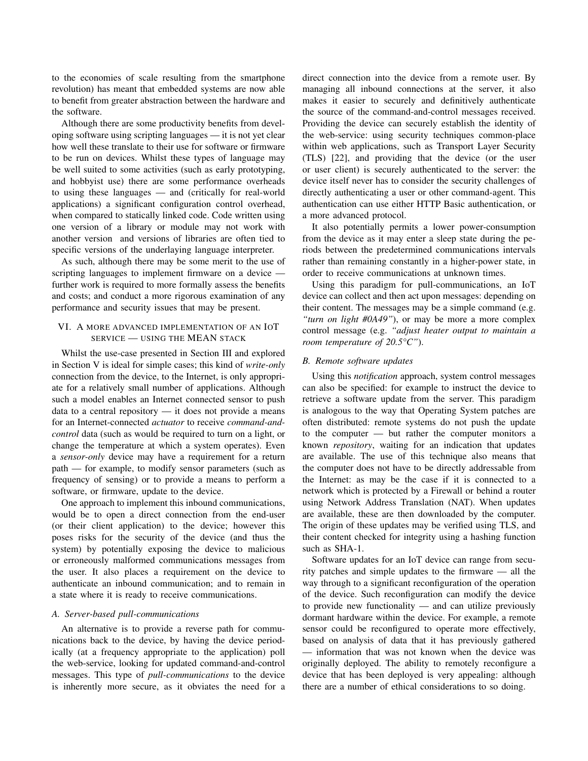to the economies of scale resulting from the smartphone revolution) has meant that embedded systems are now able to benefit from greater abstraction between the hardware and the software.

Although there are some productivity benefits from developing software using scripting languages — it is not yet clear how well these translate to their use for software or firmware to be run on devices. Whilst these types of language may be well suited to some activities (such as early prototyping, and hobbyist use) there are some performance overheads to using these languages — and (critically for real-world applications) a significant configuration control overhead, when compared to statically linked code. Code written using one version of a library or module may not work with another version and versions of libraries are often tied to specific versions of the underlaying language interpreter.

As such, although there may be some merit to the use of scripting languages to implement firmware on a device — further work is required to more formally assess the benefits and costs; and conduct a more rigorous examination of any performance and security issues that may be present.

## VI. A more advanced implementation of an IoT service — using the MEAN stack

Whilst the use-case presented in Section III and explored in Section V is ideal for simple cases; this kind of *write-only* connection from the device, to the Internet, is only appropriate for a relatively small number of applications. Although such a model enables an Internet connected sensor to push data to a central repository — it does not provide a means for an Internet-connected *actuator* to receive *command-and-control* data (such as would be required to turn on a light, or change the temperature at which a system operates). Even a *sensor-only* device may have a requirement for a return path — for example, to modify sensor parameters (such as frequency of sensing) or to provide a means to perform a software, or firmware, update to the device.

One approach to implement this inbound communications, would be to open a direct connection from the end-user (or their client application) to the device; however this poses risks for the security of the device (and thus the system) by potentially exposing the device to malicious or erroneously malformed communications messages from the user. It also places a requirement on the device to authenticate an inbound communication; and to remain in a state where it is ready to receive communications.

### A. Server-based pull-communications

An alternative is to provide a reverse path for communications back to the device, by having the device periodically (at a frequency appropriate to the application) poll the web-service, looking for updated command-and-control messages. This type of *pull-communications* to the device is inherently more secure, as it obviates the need for a direct connection into the device from a remote user. By managing all inbound connections at the server, it also makes it easier to securely and definitively authenticate the source of the command-and-control messages received. Providing the device can securely establish the identity of the web-service: using security techniques common-place within web applications, such as Transport Layer Security (TLS) [22], and providing that the device (or the user or user client) is securely authenticated to the server: the device itself never has to consider the security challenges of directly authenticating a user or other command-agent. This authentication can use either HTTP Basic authentication, or a more advanced protocol.

It also potentially permits a lower power-consumption from the device as it may enter a sleep state during the periods between the predetermined communications intervals rather than remaining constantly in a higher-power state, in order to receive communications at unknown times.

Using this paradigm for pull-communications, an IoT device can collect and then act upon messages: depending on their content. The messages may be a simple command (e.g. *"turn on light #0A49"*), or may be more a more complex control message (e.g. *"adjust heater output to maintain a room temperature of 20.5°C"*).

### B. Remote software updates

Using this *notification* approach, system control messages can also be specified: for example to instruct the device to retrieve a software update from the server. This paradigm is analogous to the way that Operating System patches are often distributed: remote systems do not push the update to the computer — but rather the computer monitors a known *repository*, waiting for an indication that updates are available. The use of this technique also means that the computer does not have to be directly addressable from the Internet: as may be the case if it is connected to a network which is protected by a Firewall or behind a router using Network Address Translation (NAT). When updates are available, these are then downloaded by the computer. The origin of these updates may be verified using TLS, and their content checked for integrity using a hashing function such as SHA-1.

Software updates for an IoT device can range from security patches and simple updates to the firmware — all the way through to a significant reconfiguration of the operation of the device. Such reconfiguration can modify the device to provide new functionality — and can utilize previously dormant hardware within the device. For example, a remote sensor could be reconfigured to operate more effectively, based on analysis of data that it has previously gathered — information that was not known when the device was originally deployed. The ability to remotely reconfigure a device that has been deployed is very appealing: although there are a number of ethical considerations to so doing.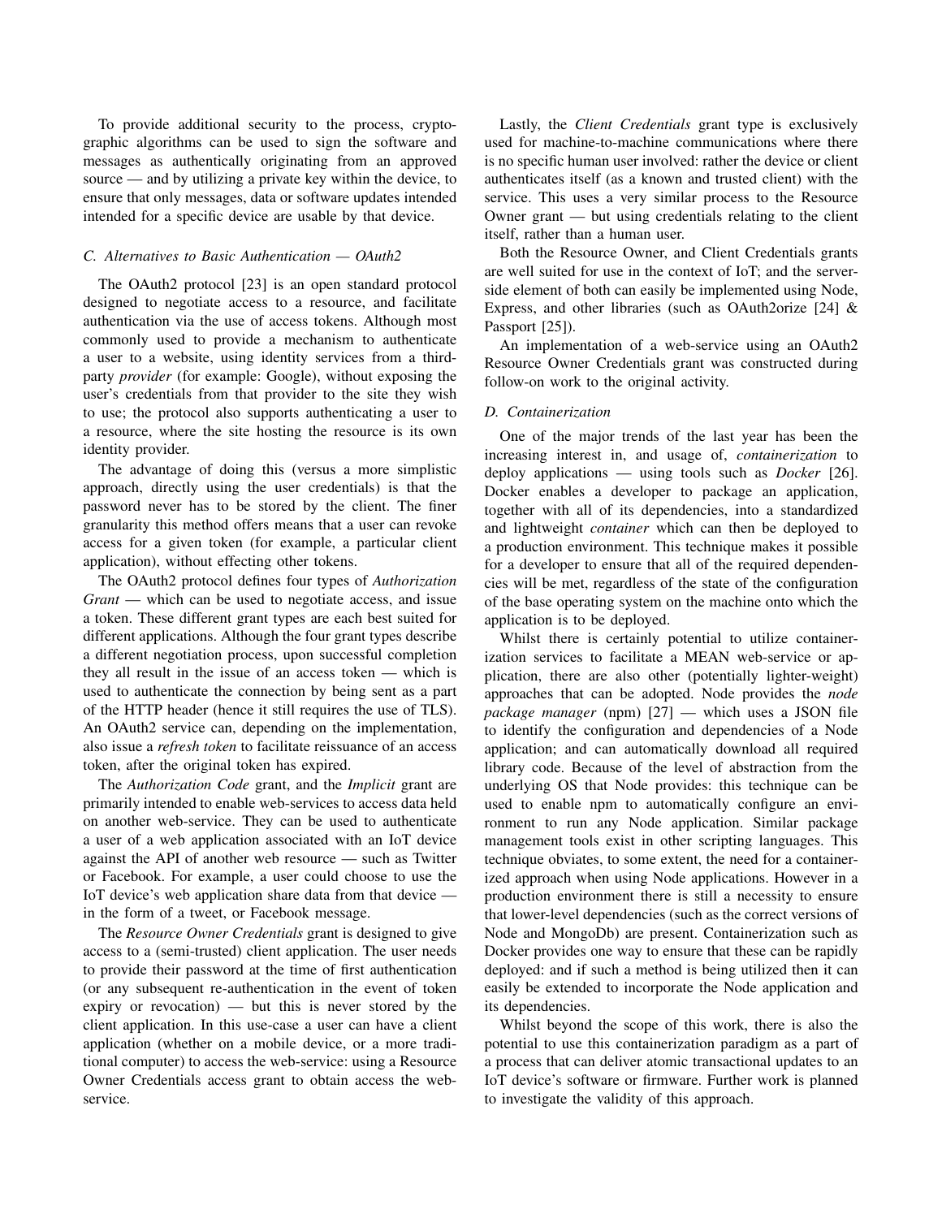To provide additional security to the process, cryptographic algorithms can be used to sign the software and messages as authentically originating from an approved source — and by utilizing a private key within the device, to ensure that only messages, data or software updates intended intended for a specific device are usable by that device.

### C. Alternatives to Basic Authentication — OAuth2

The OAuth2 protocol [23] is an open standard protocol designed to negotiate access to a resource, and facilitate authentication via the use of access tokens. Although most commonly used to provide a mechanism to authenticate a user to a website, using identity services from a third-party *provider* (for example: Google), without exposing the user's credentials from that provider to the site they wish to use; the protocol also supports authenticating a user to a resource, where the site hosting the resource is its own identity provider.

The advantage of doing this (versus a more simplistic approach, directly using the user credentials) is that the password never has to be stored by the client. The finer granularity this method offers means that a user can revoke access for a given token (for example, a particular client application), without effecting other tokens.

The OAuth2 protocol defines four types of *Authorization Grant* — which can be used to negotiate access, and issue a token. These different grant types are each best suited for different applications. Although the four grant types describe a different negotiation process, upon successful completion they all result in the issue of an access token — which is used to authenticate the connection by being sent as a part of the HTTP header (hence it still requires the use of TLS). An OAuth2 service can, depending on the implementation, also issue a *refresh token* to facilitate reissuance of an access token, after the original token has expired.

The *Authorization Code* grant, and the *Implicit* grant are primarily intended to enable web-services to access data held on another web-service. They can be used to authenticate a user of a web application associated with an IoT device against the API of another web resource — such as Twitter or Facebook. For example, a user could choose to use the IoT device's web application share data from that device — in the form of a tweet, or Facebook message.

The *Resource Owner Credentials* grant is designed to give access to a (semi-trusted) client application. The user needs to provide their password at the time of first authentication (or any subsequent re-authentication in the event of token expiry or revocation) — but this is never stored by the client application. In this use-case a user can have a client application (whether on a mobile device, or a more traditional computer) to access the web-service: using a Resource Owner Credentials access grant to obtain access the web-service.

Lastly, the *Client Credentials* grant type is exclusively used for machine-to-machine communications where there is no specific human user involved: rather the device or client authenticates itself (as a known and trusted client) with the service. This uses a very similar process to the Resource Owner grant — but using credentials relating to the client itself, rather than a human user.

Both the Resource Owner, and Client Credentials grants are well suited for use in the context of IoT; and the server-side element of both can easily be implemented using Node, Express, and other libraries (such as OAuth2orize [24] & Passport [25]).

An implementation of a web-service using an OAuth2 Resource Owner Credentials grant was constructed during follow-on work to the original activity.

### D. Containerization

One of the major trends of the last year has been the increasing interest in, and usage of, *containerization* to deploy applications — using tools such as *Docker* [26]. Docker enables a developer to package an application, together with all of its dependencies, into a standardized and lightweight *container* which can then be deployed to a production environment. This technique makes it possible for a developer to ensure that all of the required dependencies will be met, regardless of the state of the configuration of the base operating system on the machine onto which the application is to be deployed.

Whilst there is certainly potential to utilize containerization services to facilitate a MEAN web-service or application, there are also other (potentially lighter-weight) approaches that can be adopted. Node provides the *node package manager* (npm) [27] — which uses a JSON file to identify the configuration and dependencies of a Node application; and can automatically download all required library code. Because of the level of abstraction from the underlying OS that Node provides: this technique can be used to enable npm to automatically configure an environment to run any Node application. Similar package management tools exist in other scripting languages. This technique obviates, to some extent, the need for a containerized approach when using Node applications. However in a production environment there is still a necessity to ensure that lower-level dependencies (such as the correct versions of Node and MongoDb) are present. Containerization such as Docker provides one way to ensure that these can be rapidly deployed: and if such a method is being utilized then it can easily be extended to incorporate the Node application and its dependencies.

Whilst beyond the scope of this work, there is also the potential to use this containerization paradigm as a part of a process that can deliver atomic transactional updates to an IoT device's software or firmware. Further work is planned to investigate the validity of this approach.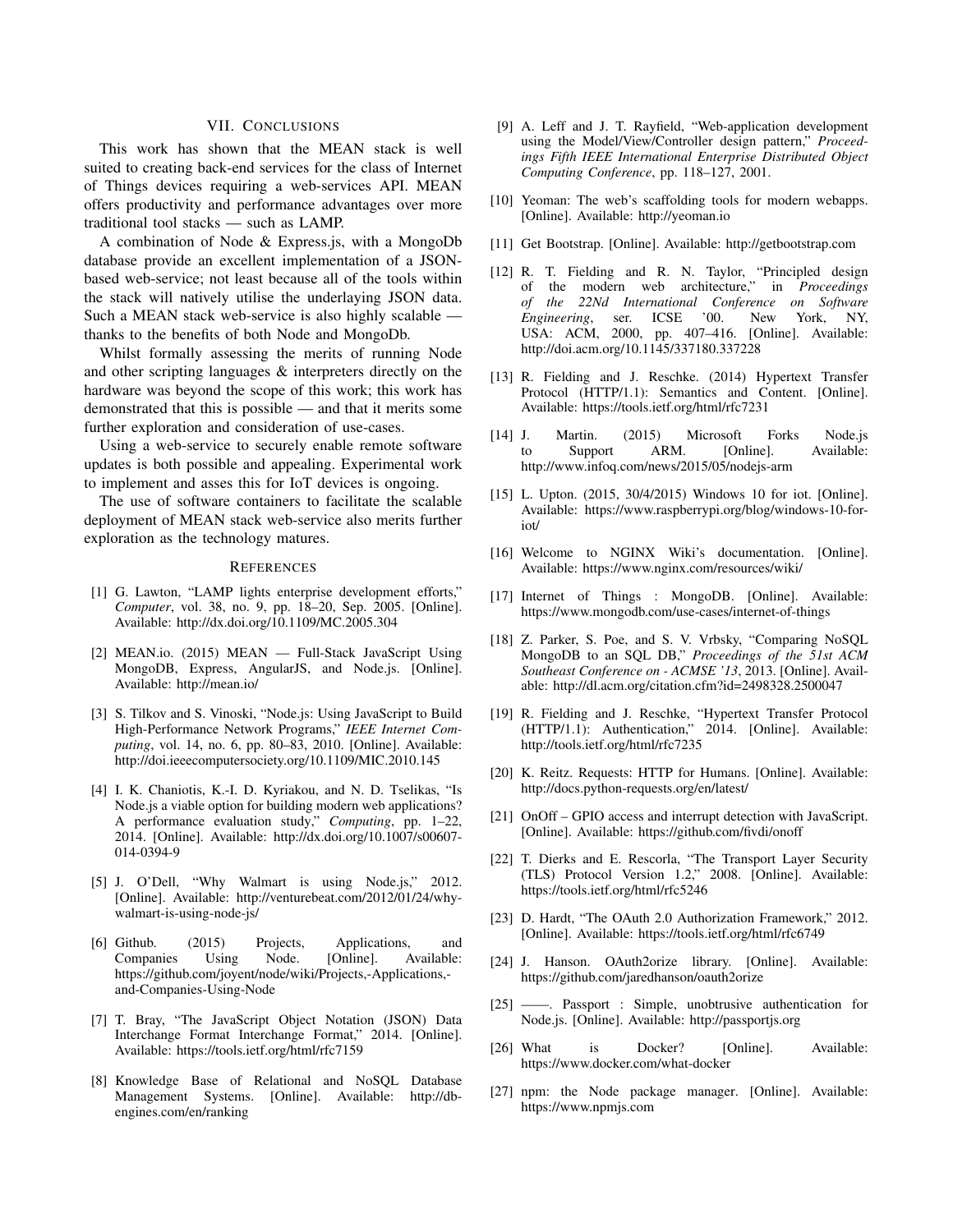## VII. Conclusions

This work has shown that the MEAN stack is well suited to creating back-end services for the class of Internet of Things devices requiring a web-services API. MEAN offers productivity and performance advantages over more traditional tool stacks — such as LAMP.

A combination of Node & Express.js, with a MongoDb database provide an excellent implementation of a JSON-based web-service; not least because all of the tools within the stack will natively utilise the underlaying JSON data. Such a MEAN stack web-service is also highly scalable — thanks to the benefits of both Node and MongoDb.

Whilst formally assessing the merits of running Node and other scripting languages & interpreters directly on the hardware was beyond the scope of this work; this work has demonstrated that this is possible — and that it merits some further exploration and consideration of use-cases.

Using a web-service to securely enable remote software updates is both possible and appealing. Experimental work to implement and asses this for IoT devices is ongoing.

The use of software containers to facilitate the scalable deployment of MEAN stack web-service also merits further exploration as the technology matures.

## References

[1] G. Lawton, "LAMP lights enterprise development efforts," *Computer*, vol. 38, no. 9, pp. 18–20, Sep. 2005. [Online]. Available: http://dx.doi.org/10.1109/MC.2005.304

[2] MEAN.io. (2015) MEAN — Full-Stack JavaScript Using MongoDB, Express, AngularJS, and Node.js. [Online]. Available: http://mean.io/

[3] S. Tilkov and S. Vinoski, "Node.js: Using JavaScript to Build High-Performance Network Programs," *IEEE Internet Computing*, vol. 14, no. 6, pp. 80–83, 2010. [Online]. Available: http://doi.ieeecomputersociety.org/10.1109/MIC.2010.145

[4] I. K. Chaniotis, K.-I. D. Kyriakou, and N. D. Tselikas, "Is Node.js a viable option for building modern web applications? A performance evaluation study," *Computing*, pp. 1–22, 2014. [Online]. Available: http://dx.doi.org/10.1007/s00607-014-0394-9

[5] J. O'Dell, "Why Walmart is using Node.js," 2012. [Online]. Available: http://venturebeat.com/2012/01/24/why-walmart-is-using-node-js/

[6] Github. (2015) Projects, Applications, and Companies Using Node. [Online]. Available: https://github.com/joyent/node/wiki/Projects,-Applications,-and-Companies-Using-Node

[7] T. Bray, "The JavaScript Object Notation (JSON) Data Interchange Format Interchange Format," 2014. [Online]. Available: https://tools.ietf.org/html/rfc7159

[8] Knowledge Base of Relational and NoSQL Database Management Systems. [Online]. Available: http://db-engines.com/en/ranking

[9] A. Leff and J. T. Rayfield, "Web-application development using the Model/View/Controller design pattern," *Proceedings Fifth IEEE International Enterprise Distributed Object Computing Conference*, pp. 118–127, 2001.

[10] Yeoman: The web's scaffolding tools for modern webapps. [Online]. Available: http://yeoman.io

[11] Get Bootstrap. [Online]. Available: http://getbootstrap.com

[12] R. T. Fielding and R. N. Taylor, "Principled design of the modern web architecture," in *Proceedings of the 22Nd International Conference on Software Engineering*, ser. ICSE '00. New York, NY, USA: ACM, 2000, pp. 407–416. [Online]. Available: http://doi.acm.org/10.1145/337180.337228

[13] R. Fielding and J. Reschke. (2014) Hypertext Transfer Protocol (HTTP/1.1): Semantics and Content. [Online]. Available: https://tools.ietf.org/html/rfc7231

[14] J. Martin. (2015) Microsoft Forks Node.js to Support ARM. [Online]. Available: http://www.infoq.com/news/2015/05/nodejs-arm

[15] L. Upton. (2015, 30/4/2015) Windows 10 for iot. [Online]. Available: https://www.raspberrypi.org/blog/windows-10-for-iot/

[16] Welcome to NGINX Wiki's documentation. [Online]. Available: https://www.nginx.com/resources/wiki/

[17] Internet of Things : MongoDB. [Online]. Available: https://www.mongodb.com/use-cases/internet-of-things

[18] Z. Parker, S. Poe, and S. V. Vrbsky, "Comparing NoSQL MongoDB to an SQL DB," *Proceedings of the 51st ACM Southeast Conference on - ACMSE '13*, 2013. [Online]. Available: http://dl.acm.org/citation.cfm?id=2498328.2500047

[19] R. Fielding and J. Reschke, "Hypertext Transfer Protocol (HTTP/1.1): Authentication," 2014. [Online]. Available: http://tools.ietf.org/html/rfc7235

[20] K. Reitz. Requests: HTTP for Humans. [Online]. Available: http://docs.python-requests.org/en/latest/

[21] OnOff – GPIO access and interrupt detection with JavaScript. [Online]. Available: https://github.com/fivdi/onoff

[22] T. Dierks and E. Rescorla, "The Transport Layer Security (TLS) Protocol Version 1.2," 2008. [Online]. Available: https://tools.ietf.org/html/rfc5246

[23] D. Hardt, "The OAuth 2.0 Authorization Framework," 2012. [Online]. Available: https://tools.ietf.org/html/rfc6749

[24] J. Hanson. OAuth2orize library. [Online]. Available: https://github.com/jaredhanson/oauth2orize

[25] ——. Passport : Simple, unobtrusive authentication for Node.js. [Online]. Available: http://passportjs.org

[26] What is Docker? [Online]. Available: https://www.docker.com/what-docker

[27] npm: the Node package manager. [Online]. Available: https://www.npmjs.com